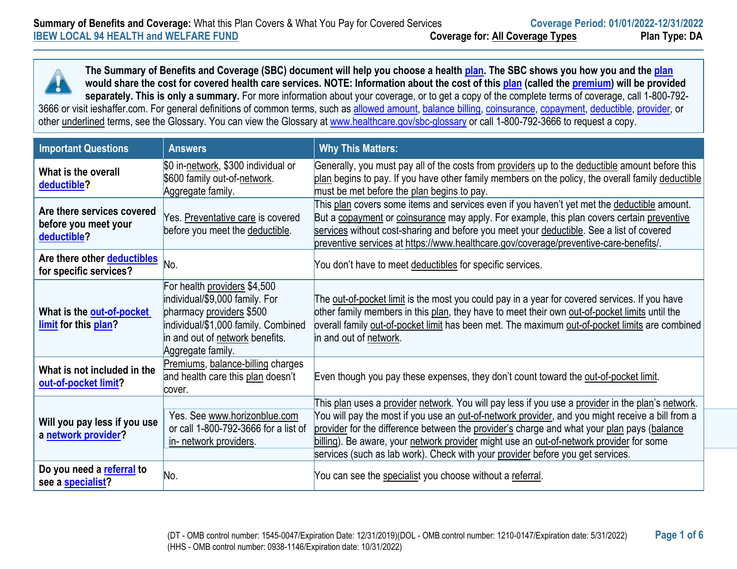**Summary of Benefits and Coverage:** What this Plan Covers & What You Pay for Covered Services

**IBEW LOCAL 94 HEALTH and WELFARE FUND**

**Coverage Period: 01/01/2022-12/31/2022**

**Coverage for:** All Coverage Types **Plan Type: DA**

**The Summary of Benefits and Coverage (SBC) document will help you choose a health plan. The SBC shows you how you and the plan would share the cost for covered health care services. NOTE: Information about the cost of this plan (called the premium) will be provided separately. This is only a summary.** For more information about your coverage, or to get a copy of the complete terms of coverage, call 1-800-792-3666 or visit ieshaffer.com. For general definitions of common terms, such as allowed amount, balance billing, coinsurance, copayment, deductible, provider, or other underlined terms, see the Glossary. You can view the Glossary at www.healthcare.gov/sbc-glossary or call 1-800-792-3666 to request a copy.

| Important Questions | Answers | Why This Matters: |
|---|---|---|
| **What is the overall deductible?** | $0 in-network, $300 individual or $600 family out-of-network. Aggregate family. | Generally, you must pay all of the costs from providers up to the deductible amount before this plan begins to pay. If you have other family members on the policy, the overall family deductible must be met before the plan begins to pay. |
| **Are there services covered before you meet your deductible?** | Yes. Preventative care is covered before you meet the deductible. | This plan covers some items and services even if you haven't yet met the deductible amount. But a copayment or coinsurance may apply. For example, this plan covers certain preventive services without cost-sharing and before you meet your deductible. See a list of covered preventive services at https://www.healthcare.gov/coverage/preventive-care-benefits/. |
| **Are there other deductibles for specific services?** | No. | You don't have to meet deductibles for specific services. |
| **What is the out-of-pocket limit for this plan?** | For health providers $4,500 individual/$9,000 family. For pharmacy providers $500 individual/$1,000 family. Combined in and out of network benefits. Aggregate family. | The out-of-pocket limit is the most you could pay in a year for covered services. If you have other family members in this plan, they have to meet their own out-of-pocket limits until the overall family out-of-pocket limit has been met. The maximum out-of-pocket limits are combined in and out of network. |
| **What is not included in the out-of-pocket limit?** | Premiums, balance-billing charges and health care this plan doesn't cover. | Even though you pay these expenses, they don't count toward the out-of-pocket limit. |
| **Will you pay less if you use a network provider?** | Yes. See www.horizonblue.com or call 1-800-792-3666 for a list of in- network providers. | This plan uses a provider network. You will pay less if you use a provider in the plan's network. You will pay the most if you use an out-of-network provider, and you might receive a bill from a provider for the difference between the provider's charge and what your plan pays (balance billing). Be aware, your network provider might use an out-of-network provider for some services (such as lab work). Check with your provider before you get services. |
| **Do you need a referral to see a specialist?** | No. | You can see the specialist you choose without a referral. |

(DT - OMB control number: 1545-0047/Expiration Date: 12/31/2019)(DOL - OMB control number: 1210-0147/Expiration date: 5/31/2022)
(HHS - OMB control number: 0938-1146/Expiration date: 10/31/2022)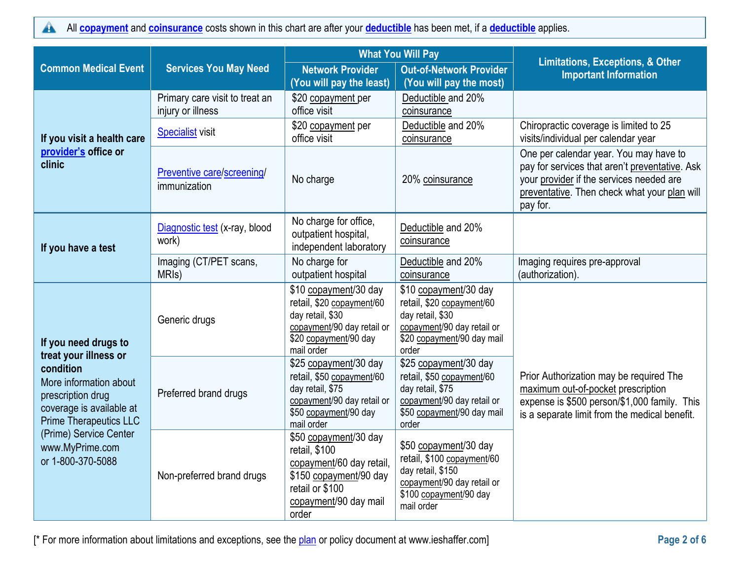All copayment and coinsurance costs shown in this chart are after your deductible has been met, if a deductible applies.

| Common Medical Event | Services You May Need | What You Will Pay | | Limitations, Exceptions, & Other Important Information |
|---|---|---|---|---|
| | | Network Provider (You will pay the least) | Out-of-Network Provider (You will pay the most) | |
| If you visit a health care provider's office or clinic | Primary care visit to treat an injury or illness | $20 copayment per office visit | Deductible and 20% coinsurance | |
| | Specialist visit | $20 copayment per office visit | Deductible and 20% coinsurance | Chiropractic coverage is limited to 25 visits/individual per calendar year |
| | Preventive care/screening/ immunization | No charge | 20% coinsurance | One per calendar year. You may have to pay for services that aren't preventative. Ask your provider if the services needed are preventative. Then check what your plan will pay for. |
| If you have a test | Diagnostic test (x-ray, blood work) | No charge for office, outpatient hospital, independent laboratory | Deductible and 20% coinsurance | |
| | Imaging (CT/PET scans, MRIs) | No charge for outpatient hospital | Deductible and 20% coinsurance | Imaging requires pre-approval (authorization). |
| **If you need drugs to treat your illness or condition** More information about prescription drug coverage is available at Prime Therapeutics LLC (Prime) Service Center www.MyPrime.com or 1-800-370-5088 | Generic drugs | $10 copayment/30 day retail, $20 copayment/60 day retail, $30 copayment/90 day retail or $20 copayment/90 day mail order | $10 copayment/30 day retail, $20 copayment/60 day retail, $30 copayment/90 day retail or $20 copayment/90 day mail order | Prior Authorization may be required The maximum out-of-pocket prescription expense is $500 person/$1,000 family. This is a separate limit from the medical benefit. |
| | Preferred brand drugs | $25 copayment/30 day retail, $50 copayment/60 day retail, $75 copayment/90 day retail or $50 copayment/90 day mail order | $25 copayment/30 day retail, $50 copayment/60 day retail, $75 copayment/90 day retail or $50 copayment/90 day mail order | |
| | Non-preferred brand drugs | $50 copayment/30 day retail, $100 copayment/60 day retail, $150 copayment/90 day retail or $100 copayment/90 day mail order | $50 copayment/30 day retail, $100 copayment/60 day retail, $150 copayment/90 day retail or $100 copayment/90 day mail order | |

[* For more information about limitations and exceptions, see the plan or policy document at www.ieshaffer.com]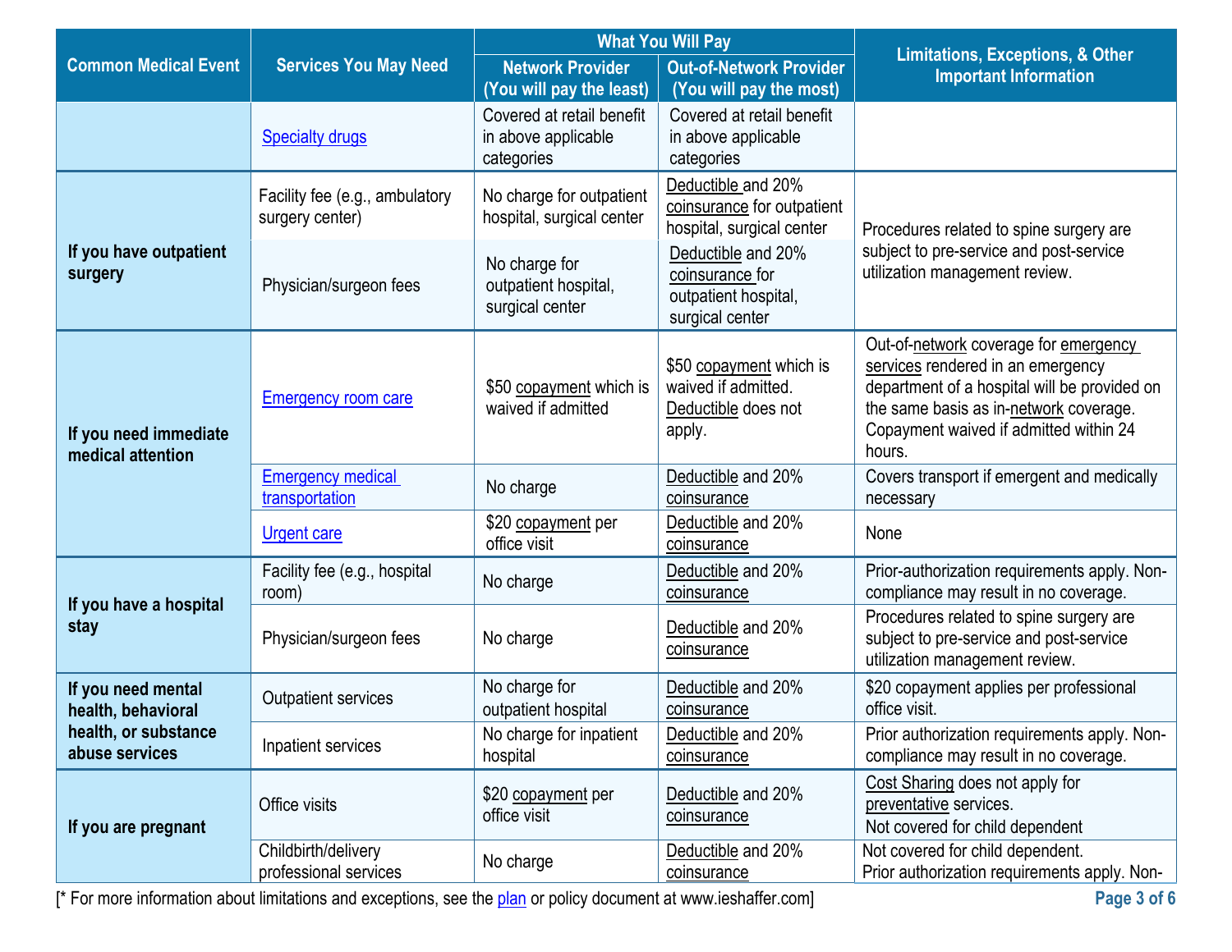| Common Medical Event | Services You May Need | What You Will Pay | | Limitations, Exceptions, & Other Important Information |
|---|---|---|---|---|
| | | Network Provider (You will pay the least) | Out-of-Network Provider (You will pay the most) | |
| | Specialty drugs | Covered at retail benefit in above applicable categories | Covered at retail benefit in above applicable categories | |
| If you have outpatient surgery | Facility fee (e.g., ambulatory surgery center) | No charge for outpatient hospital, surgical center | Deductible and 20% coinsurance for outpatient hospital, surgical center | Procedures related to spine surgery are subject to pre-service and post-service utilization management review. |
| | Physician/surgeon fees | No charge for outpatient hospital, surgical center | Deductible and 20% coinsurance for outpatient hospital, surgical center | |
| If you need immediate medical attention | Emergency room care | $50 copayment which is waived if admitted | $50 copayment which is waived if admitted. Deductible does not apply. | Out-of-network coverage for emergency services rendered in an emergency department of a hospital will be provided on the same basis as in-network coverage. Copayment waived if admitted within 24 hours. |
| | Emergency medical transportation | No charge | Deductible and 20% coinsurance | Covers transport if emergent and medically necessary |
| | Urgent care | $20 copayment per office visit | Deductible and 20% coinsurance | None |
| If you have a hospital stay | Facility fee (e.g., hospital room) | No charge | Deductible and 20% coinsurance | Prior-authorization requirements apply. Non-compliance may result in no coverage. |
| | Physician/surgeon fees | No charge | Deductible and 20% coinsurance | Procedures related to spine surgery are subject to pre-service and post-service utilization management review. |
| If you need mental health, behavioral health, or substance abuse services | Outpatient services | No charge for outpatient hospital | Deductible and 20% coinsurance | $20 copayment applies per professional office visit. |
| | Inpatient services | No charge for inpatient hospital | Deductible and 20% coinsurance | Prior authorization requirements apply. Non-compliance may result in no coverage. |
| If you are pregnant | Office visits | $20 copayment per office visit | Deductible and 20% coinsurance | Cost Sharing does not apply for preventative services. Not covered for child dependent |
| | Childbirth/delivery professional services | No charge | Deductible and 20% coinsurance | Not covered for child dependent. Prior authorization requirements apply. Non- |

[* For more information about limitations and exceptions, see the plan or policy document at www.ieshaffer.com]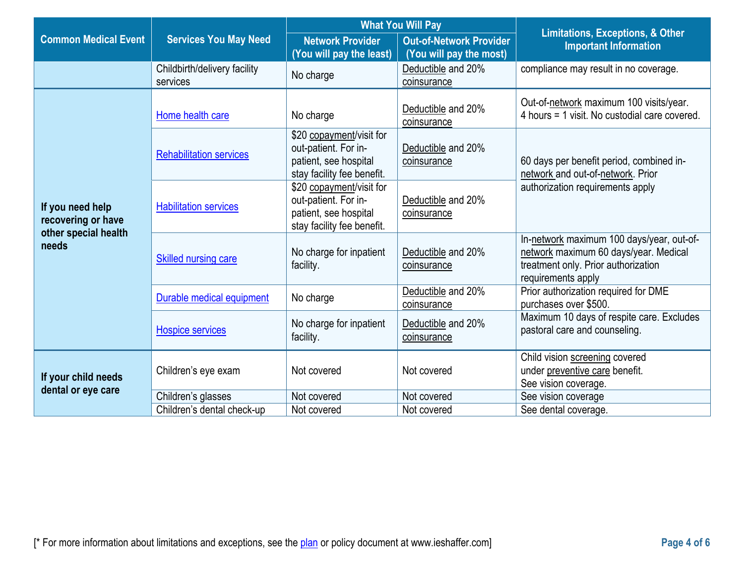| Common Medical Event | Services You May Need | What You Will Pay | | Limitations, Exceptions, & Other Important Information |
|---|---|---|---|---|
| | | Network Provider (You will pay the least) | Out-of-Network Provider (You will pay the most) | |
| | Childbirth/delivery facility services | No charge | Deductible and 20% coinsurance | compliance may result in no coverage. |
| If you need help recovering or have other special health needs | Home health care | No charge | Deductible and 20% coinsurance | Out-of-network maximum 100 visits/year. 4 hours = 1 visit. No custodial care covered. |
| | Rehabilitation services | $20 copayment/visit for out-patient. For in-patient, see hospital stay facility fee benefit. | Deductible and 20% coinsurance | 60 days per benefit period, combined in-network and out-of-network. Prior authorization requirements apply |
| | Habilitation services | $20 copayment/visit for out-patient. For in-patient, see hospital stay facility fee benefit. | Deductible and 20% coinsurance | |
| | Skilled nursing care | No charge for inpatient facility. | Deductible and 20% coinsurance | In-network maximum 100 days/year, out-of-network maximum 60 days/year. Medical treatment only. Prior authorization requirements apply |
| | Durable medical equipment | No charge | Deductible and 20% coinsurance | Prior authorization required for DME purchases over $500. |
| | Hospice services | No charge for inpatient facility. | Deductible and 20% coinsurance | Maximum 10 days of respite care. Excludes pastoral care and counseling. |
| If your child needs dental or eye care | Children's eye exam | Not covered | Not covered | Child vision screening covered under preventive care benefit. See vision coverage. |
| | Children's glasses | Not covered | Not covered | See vision coverage |
| | Children's dental check-up | Not covered | Not covered | See dental coverage. |

[* For more information about limitations and exceptions, see the plan or policy document at www.ieshaffer.com]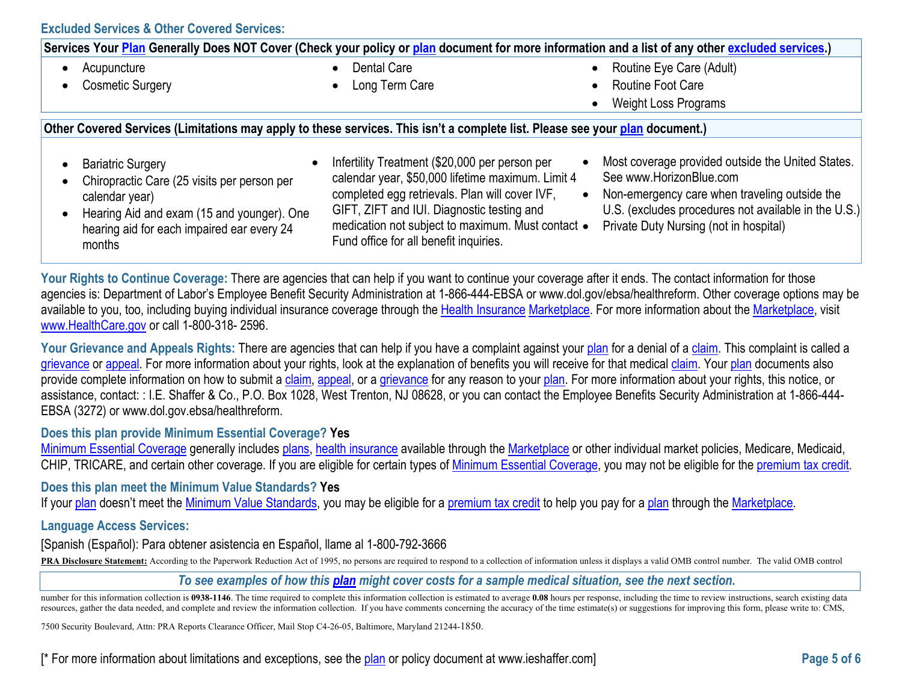### Excluded Services & Other Covered Services:

**Services Your Plan Generally Does NOT Cover (Check your policy or plan document for more information and a list of any other excluded services.)**

- Acupuncture
- Cosmetic Surgery
- Dental Care
- Long Term Care
- Routine Eye Care (Adult)
- Routine Foot Care
- Weight Loss Programs

**Other Covered Services (Limitations may apply to these services. This isn't a complete list. Please see your plan document.)**

- Bariatric Surgery
- Chiropractic Care (25 visits per person per calendar year)
- Hearing Aid and exam (15 and younger). One hearing aid for each impaired ear every 24 months
- Infertility Treatment ($20,000 per person per calendar year, $50,000 lifetime maximum. Limit 4 completed egg retrievals. Plan will cover IVF, GIFT, ZIFT and IUI. Diagnostic testing and medication not subject to maximum. Must contact Fund office for all benefit inquiries.
- Most coverage provided outside the United States. See www.HorizonBlue.com
- Non-emergency care when traveling outside the U.S. (excludes procedures not available in the U.S.)
- Private Duty Nursing (not in hospital)

**Your Rights to Continue Coverage:** There are agencies that can help if you want to continue your coverage after it ends. The contact information for those agencies is: Department of Labor's Employee Benefit Security Administration at 1-866-444-EBSA or www.dol.gov/ebsa/healthreform. Other coverage options may be available to you, too, including buying individual insurance coverage through the Health Insurance Marketplace. For more information about the Marketplace, visit www.HealthCare.gov or call 1-800-318- 2596.

**Your Grievance and Appeals Rights:** There are agencies that can help if you have a complaint against your plan for a denial of a claim. This complaint is called a grievance or appeal. For more information about your rights, look at the explanation of benefits you will receive for that medical claim. Your plan documents also provide complete information on how to submit a claim, appeal, or a grievance for any reason to your plan. For more information about your rights, this notice, or assistance, contact: : I.E. Shaffer & Co., P.O. Box 1028, West Trenton, NJ 08628, or you can contact the Employee Benefits Security Administration at 1-866-444-EBSA (3272) or www.dol.gov.ebsa/healthreform.

**Does this plan provide Minimum Essential Coverage? Yes**

Minimum Essential Coverage generally includes plans, health insurance available through the Marketplace or other individual market policies, Medicare, Medicaid, CHIP, TRICARE, and certain other coverage. If you are eligible for certain types of Minimum Essential Coverage, you may not be eligible for the premium tax credit.

**Does this plan meet the Minimum Value Standards? Yes**

If your plan doesn't meet the Minimum Value Standards, you may be eligible for a premium tax credit to help you pay for a plan through the Marketplace.

**Language Access Services:**

[Spanish (Español): Para obtener asistencia en Español, llame al 1-800-792-3666

**PRA Disclosure Statement:** According to the Paperwork Reduction Act of 1995, no persons are required to respond to a collection of information unless it displays a valid OMB control number. The valid OMB control number for this information collection is **0938-1146**. The time required to complete this information collection is estimated to average **0.08** hours per response, including the time to review instructions, search existing data resources, gather the data needed, and complete and review the information collection. If you have comments concerning the accuracy of the time estimate(s) or suggestions for improving this form, please write to: CMS, 7500 Security Boulevard, Attn: PRA Reports Clearance Officer, Mail Stop C4-26-05, Baltimore, Maryland 21244-1850.

***To see examples of how this plan might cover costs for a sample medical situation, see the next section.***

[* For more information about limitations and exceptions, see the plan or policy document at www.ieshaffer.com]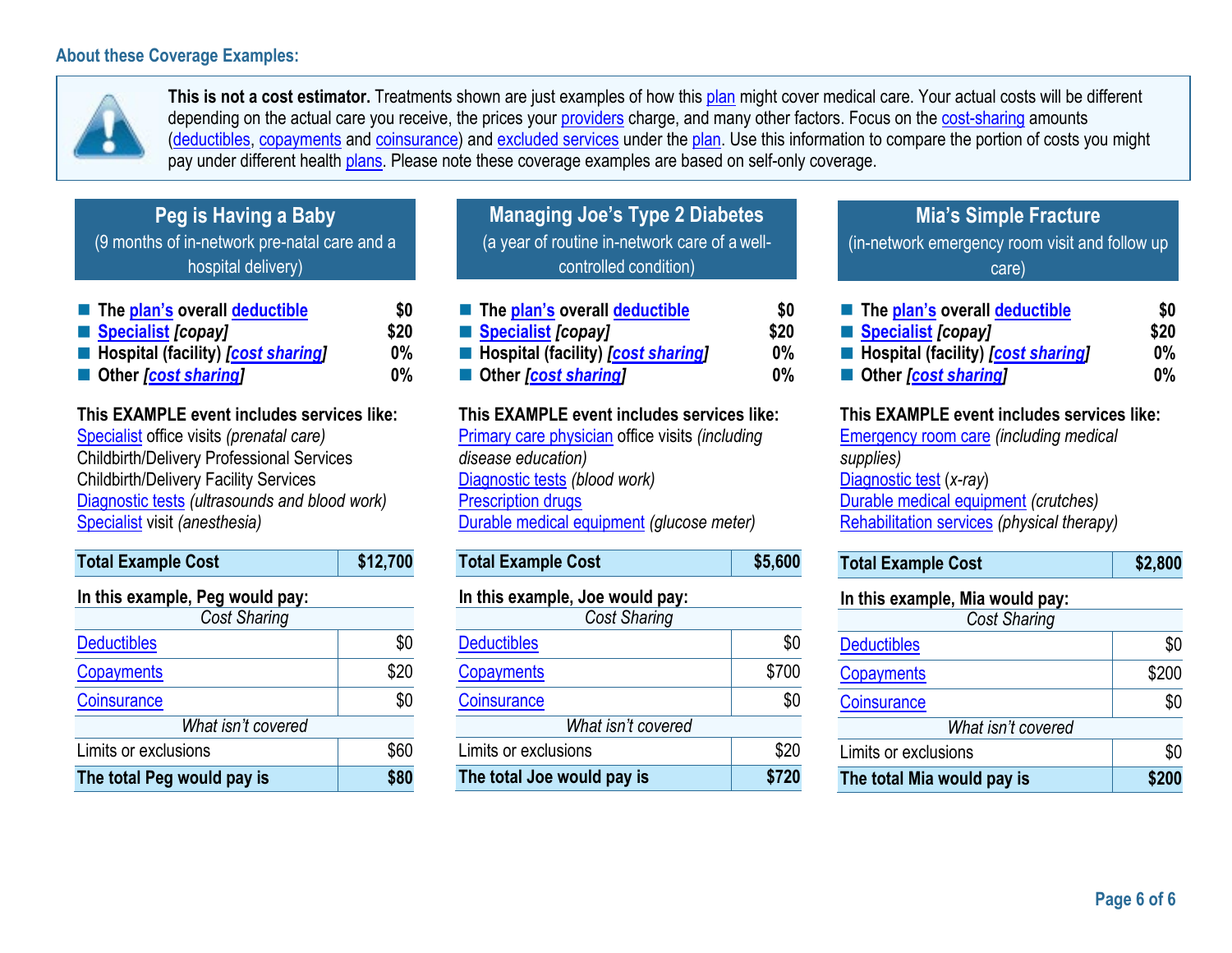## About these Coverage Examples:

**This is not a cost estimator.** Treatments shown are just examples of how this plan might cover medical care. Your actual costs will be different depending on the actual care you receive, the prices your providers charge, and many other factors. Focus on the cost-sharing amounts (deductibles, copayments and coinsurance) and excluded services under the plan. Use this information to compare the portion of costs you might pay under different health plans. Please note these coverage examples are based on self-only coverage.

### Peg is Having a Baby
(9 months of in-network pre-natal care and a hospital delivery)

| | |
|---|---|
| **The plan's overall deductible** | **$0** |
| **Specialist *[copay]*** | **$20** |
| **Hospital (facility) *[cost sharing]*** | **0%** |
| **Other *[cost sharing]*** | **0%** |

**This EXAMPLE event includes services like:**
Specialist office visits *(prenatal care)*
Childbirth/Delivery Professional Services
Childbirth/Delivery Facility Services
Diagnostic tests *(ultrasounds and blood work)*
Specialist visit *(anesthesia)*

| **Total Example Cost** | **$12,700** |
|---|---|
| **In this example, Peg would pay:** | |
| *Cost Sharing* | |
| Deductibles | $0 |
| Copayments | $20 |
| Coinsurance | $0 |
| *What isn't covered* | |
| Limits or exclusions | $60 |
| **The total Peg would pay is** | **$80** |

### Managing Joe's Type 2 Diabetes
(a year of routine in-network care of a well-controlled condition)

| | |
|---|---|
| **The plan's overall deductible** | **$0** |
| **Specialist *[copay]*** | **$20** |
| **Hospital (facility) *[cost sharing]*** | **0%** |
| **Other *[cost sharing]*** | **0%** |

**This EXAMPLE event includes services like:**
Primary care physician office visits *(including disease education)*
Diagnostic tests *(blood work)*
Prescription drugs
Durable medical equipment *(glucose meter)*

| **Total Example Cost** | **$5,600** |
|---|---|
| **In this example, Joe would pay:** | |
| *Cost Sharing* | |
| Deductibles | $0 |
| Copayments | $700 |
| Coinsurance | $0 |
| *What isn't covered* | |
| Limits or exclusions | $20 |
| **The total Joe would pay is** | **$720** |

### Mia's Simple Fracture
(in-network emergency room visit and follow up care)

| | |
|---|---|
| **The plan's overall deductible** | **$0** |
| **Specialist *[copay]*** | **$20** |
| **Hospital (facility) *[cost sharing]*** | **0%** |
| **Other *[cost sharing]*** | **0%** |

**This EXAMPLE event includes services like:**
Emergency room care *(including medical supplies)*
Diagnostic test *(x-ray)*
Durable medical equipment *(crutches)*
Rehabilitation services *(physical therapy)*

| **Total Example Cost** | **$2,800** |
|---|---|
| **In this example, Mia would pay:** | |
| *Cost Sharing* | |
| Deductibles | $0 |
| Copayments | $200 |
| Coinsurance | $0 |
| *What isn't covered* | |
| Limits or exclusions | $0 |
| **The total Mia would pay is** | **$200** |